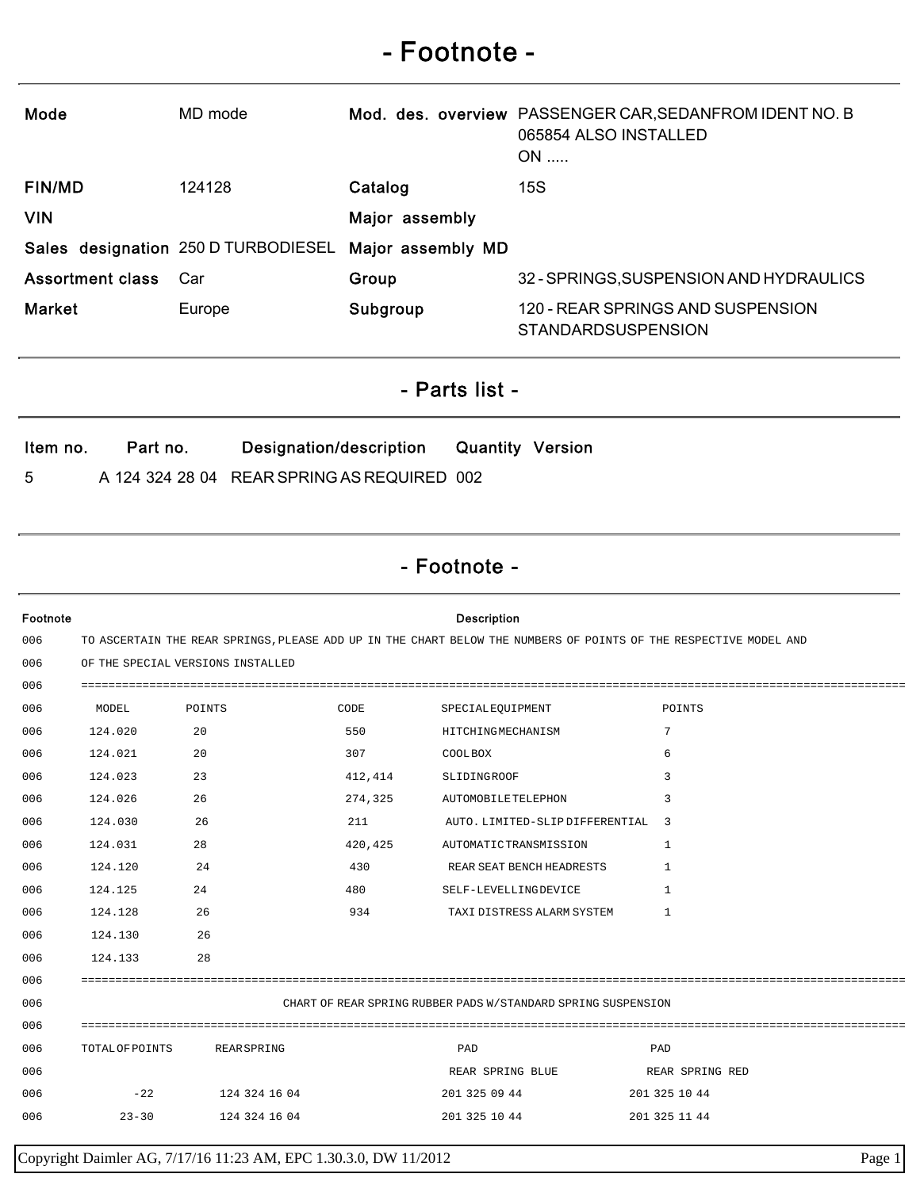# - Footnote -

| | | | |
|---|---|---|---|
| **Mode** | MD mode | **Mod. des. overview** | PASSENGER CAR,SEDANFROM IDENT NO. B 065854 ALSO INSTALLED ON ..... |
| **FIN/MD** | 124128 | **Catalog** | 15S |
| **VIN** | | **Major assembly** | |
| **Sales designation** | 250 D TURBODIESEL | **Major assembly MD** | |
| **Assortment class** | Car | **Group** | 32 - SPRINGS,SUSPENSION AND HYDRAULICS |
| **Market** | Europe | **Subgroup** | 120 - REAR SPRINGS AND SUSPENSION STANDARDSUSPENSION |

## - Parts list -

| Item no. | Part no. | Designation/description | Quantity | Version |
|---|---|---|---|---|
| 5 | A 124 324 28 04 | REAR SPRING AS REQUIRED | 002 | |

## - Footnote -

| Footnote | Description |
|---|---|
| 006 | TO ASCERTAIN THE REAR SPRINGS,PLEASE ADD UP IN THE CHART BELOW THE NUMBERS OF POINTS OF THE RESPECTIVE MODEL AND |
| 006 | OF THE SPECIAL VERSIONS INSTALLED |
| 006 | ==================================================================================================== |
| 006 | MODEL POINTS CODE SPECIAL EQUIPMENT POINTS |
| 006 | 124.020 20 550 HITCHING MECHANISM 7 |
| 006 | 124.021 20 307 COOL BOX 6 |
| 006 | 124.023 23 412,414 SLIDING ROOF 3 |
| 006 | 124.026 26 274,325 AUTOMOBILE TELEPHON 3 |
| 006 | 124.030 26 211 AUTO. LIMITED-SLIP DIFFERENTIAL 3 |
| 006 | 124.031 28 420,425 AUTOMATIC TRANSMISSION 1 |
| 006 | 124.120 24 430 REAR SEAT BENCH HEADRESTS 1 |
| 006 | 124.125 24 480 SELF-LEVELLING DEVICE 1 |
| 006 | 124.128 26 934 TAXI DISTRESS ALARM SYSTEM 1 |
| 006 | 124.130 26 |
| 006 | 124.133 28 |
| 006 | ==================================================================================================== |
| 006 | CHART OF REAR SPRING RUBBER PADS W/STANDARD SPRING SUSPENSION |
| 006 | ==================================================================================================== |
| 006 | TOTAL OF POINTS REAR SPRING PAD PAD |
| 006 | REAR SPRING BLUE REAR SPRING RED |
| 006 | -22 124 324 16 04 201 325 09 44 201 325 10 44 |
| 006 | 23-30 124 324 16 04 201 325 10 44 201 325 11 44 |

Copyright Daimler AG, 7/17/16 11:23 AM, EPC 1.30.3.0, DW 11/2012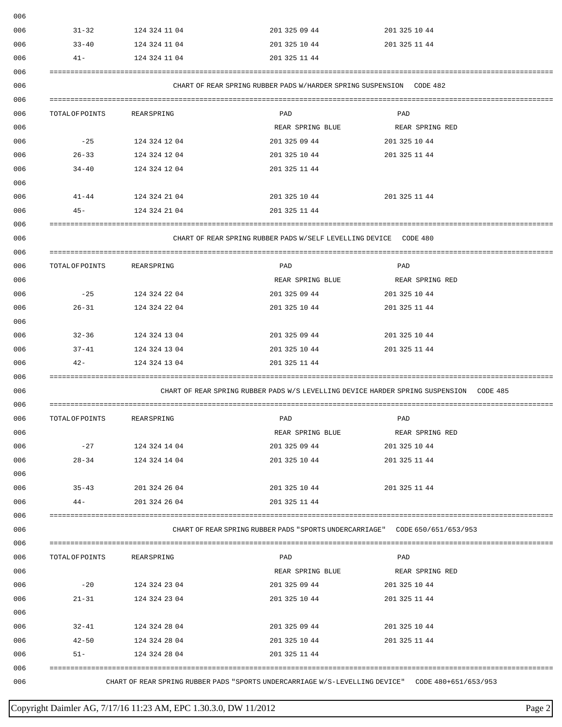| TOTAL OF POINTS | REAR SPRING | PAD REAR SPRING BLUE | PAD REAR SPRING RED |
|---|---|---|---|
| 31-32 | 124 324 11 04 | 201 325 09 44 | 201 325 10 44 |
| 33-40 | 124 324 11 04 | 201 325 10 44 | 201 325 11 44 |
| 41- | 124 324 11 04 | 201 325 11 44 | |

## CHART OF REAR SPRING RUBBER PADS W/HARDER SPRING SUSPENSION CODE 482

| TOTAL OF POINTS | REAR SPRING | PAD REAR SPRING BLUE | PAD REAR SPRING RED |
|---|---|---|---|
| -25 | 124 324 12 04 | 201 325 09 44 | 201 325 10 44 |
| 26-33 | 124 324 12 04 | 201 325 10 44 | 201 325 11 44 |
| 34-40 | 124 324 12 04 | 201 325 11 44 | |
| | | | |
| 41-44 | 124 324 21 04 | 201 325 10 44 | 201 325 11 44 |
| 45- | 124 324 21 04 | 201 325 11 44 | |

## CHART OF REAR SPRING RUBBER PADS W/SELF LEVELLING DEVICE CODE 480

| TOTAL OF POINTS | REAR SPRING | PAD REAR SPRING BLUE | PAD REAR SPRING RED |
|---|---|---|---|
| -25 | 124 324 22 04 | 201 325 09 44 | 201 325 10 44 |
| 26-31 | 124 324 22 04 | 201 325 10 44 | 201 325 11 44 |
| | | | |
| 32-36 | 124 324 13 04 | 201 325 09 44 | 201 325 10 44 |
| 37-41 | 124 324 13 04 | 201 325 10 44 | 201 325 11 44 |
| 42- | 124 324 13 04 | 201 325 11 44 | |

## CHART OF REAR SPRING RUBBER PADS W/S LEVELLING DEVICE HARDER SPRING SUSPENSION CODE 485

| TOTAL OF POINTS | REAR SPRING | PAD REAR SPRING BLUE | PAD REAR SPRING RED |
|---|---|---|---|
| -27 | 124 324 14 04 | 201 325 09 44 | 201 325 10 44 |
| 28-34 | 124 324 14 04 | 201 325 10 44 | 201 325 11 44 |
| | | | |
| 35-43 | 201 324 26 04 | 201 325 10 44 | 201 325 11 44 |
| 44- | 201 324 26 04 | 201 325 11 44 | |

## CHART OF REAR SPRING RUBBER PADS "SPORTS UNDERCARRIAGE" CODE 650/651/653/953

| TOTAL OF POINTS | REAR SPRING | PAD REAR SPRING BLUE | PAD REAR SPRING RED |
|---|---|---|---|
| -20 | 124 324 23 04 | 201 325 09 44 | 201 325 10 44 |
| 21-31 | 124 324 23 04 | 201 325 10 44 | 201 325 11 44 |
| | | | |
| 32-41 | 124 324 28 04 | 201 325 09 44 | 201 325 10 44 |
| 42-50 | 124 324 28 04 | 201 325 10 44 | 201 325 11 44 |
| 51- | 124 324 28 04 | 201 325 11 44 | |

## CHART OF REAR SPRING RUBBER PADS "SPORTS UNDERCARRIAGE W/S-LEVELLING DEVICE" CODE 480+651/653/953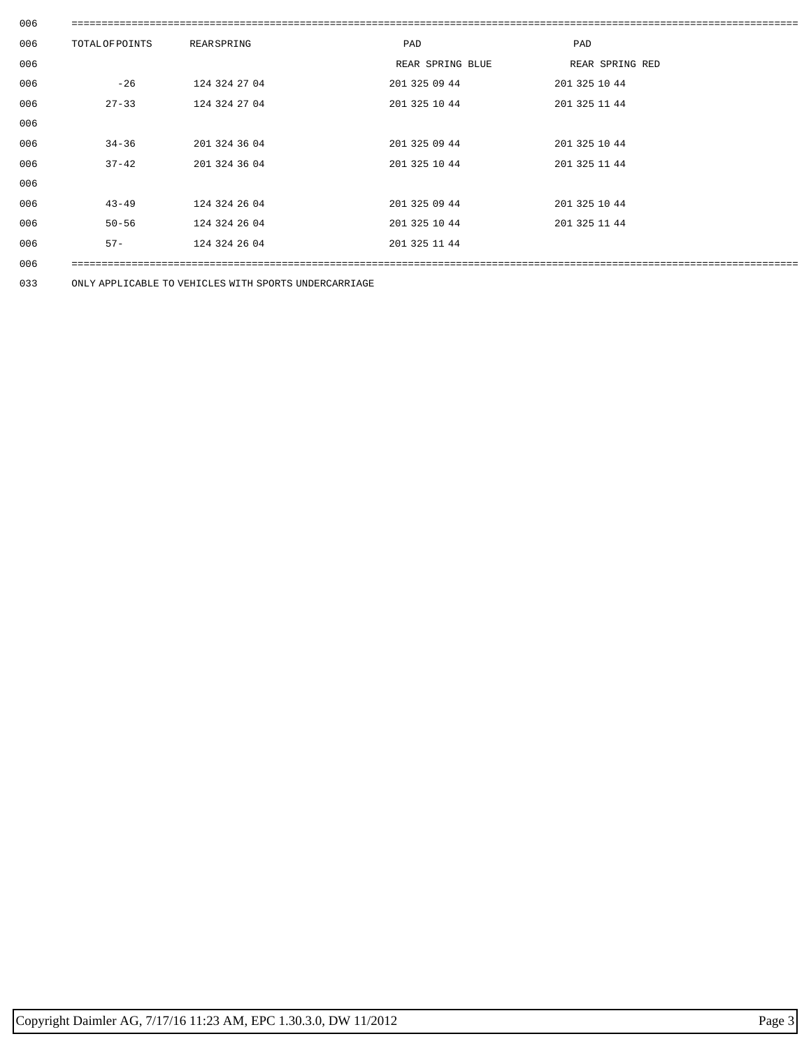| | | | | |
|---|---|---|---|---|
| 006 | ======================================= | | | |
| 006 | TOTAL OF POINTS | REAR SPRING | PAD | PAD |
| 006 | | | REAR SPRING BLUE | REAR SPRING RED |
| 006 | -26 | 124 324 27 04 | 201 325 09 44 | 201 325 10 44 |
| 006 | 27-33 | 124 324 27 04 | 201 325 10 44 | 201 325 11 44 |
| 006 | | | | |
| 006 | 34-36 | 201 324 36 04 | 201 325 09 44 | 201 325 10 44 |
| 006 | 37-42 | 201 324 36 04 | 201 325 10 44 | 201 325 11 44 |
| 006 | | | | |
| 006 | 43-49 | 124 324 26 04 | 201 325 09 44 | 201 325 10 44 |
| 006 | 50-56 | 124 324 26 04 | 201 325 10 44 | 201 325 11 44 |
| 006 | 57- | 124 324 26 04 | 201 325 11 44 | |
| 006 | ======================================= | | | |
| 033 | ONLY APPLICABLE TO VEHICLES WITH SPORTS UNDERCARRIAGE | | | |

Copyright Daimler AG, 7/17/16 11:23 AM, EPC 1.30.3.0, DW 11/2012